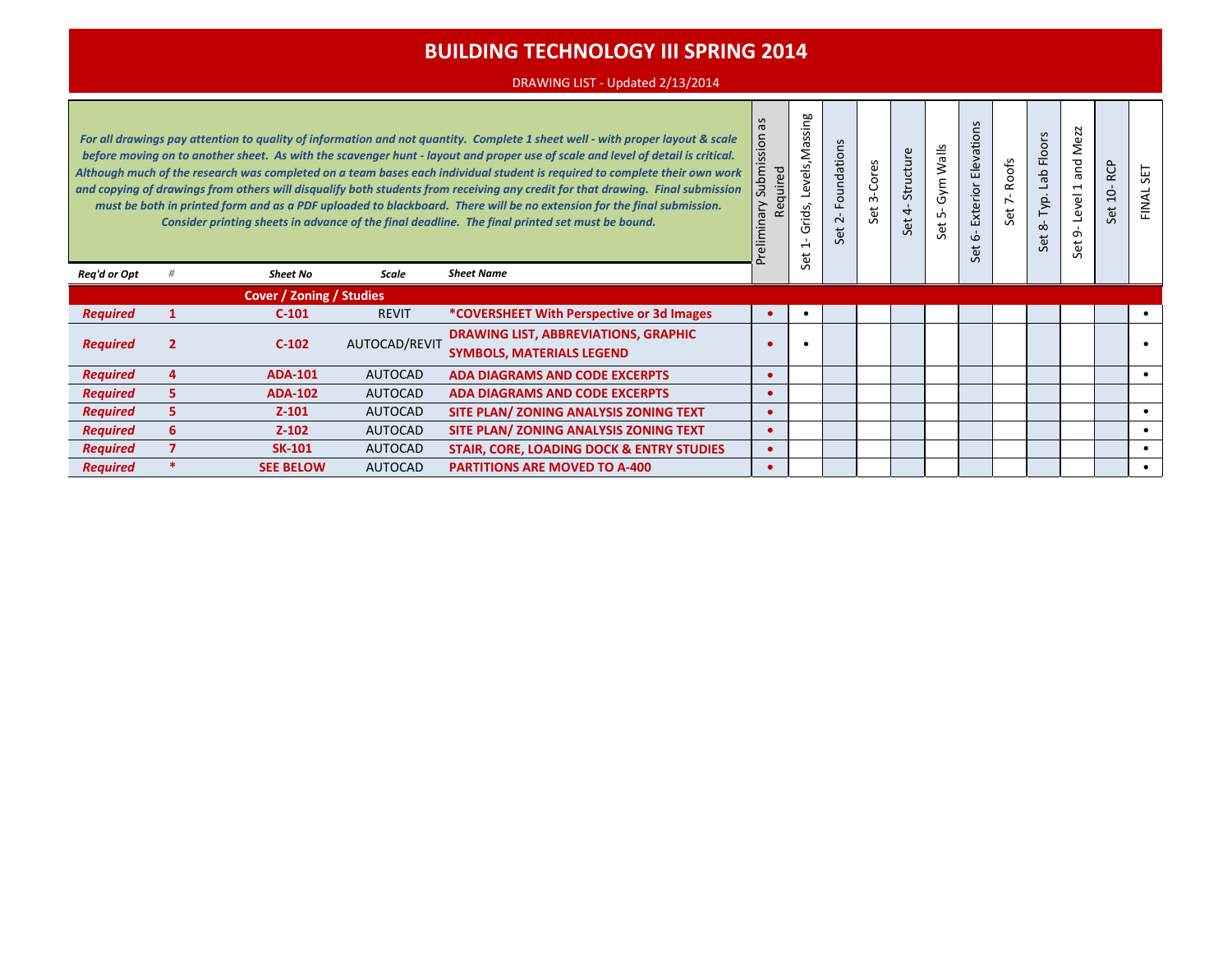# BUILDING TECHNOLOGY III SPRING 2014

DRAWING LIST - Updated 2/13/2014

*For all drawings pay attention to quality of information and not quantity. Complete 1 sheet well - with proper layout & scale before moving on to another sheet. As with the scavenger hunt - layout and proper use of scale and level of detail is critical. Although much of the research was completed on a team bases each individual student is required to complete their own work and copying of drawings from others will disqualify both students from receiving any credit for that drawing. Final submission must be both in printed form and as a PDF uploaded to blackboard. There will be no extension for the final submission. Consider printing sheets in advance of the final deadline. The final printed set must be bound.*

| Req'd or Opt | # | Sheet No | Scale | Sheet Name | Preliminary Submission as Required | Set 1- Grids, Levels,Massing | Set 2- Foundations | Set 3-Cores | Set 4- Structure | Set 5- Gym Walls | Set 6- Exterior Elevations | Set 7- Roofs | Set 8- Typ. Lab Floors | Set 9- Level 1 and Mezz | Set 10- RCP | FINAL SET |
|---|---|---|---|---|---|---|---|---|---|---|---|---|---|---|---|---|
| | | **Cover / Zoning / Studies** | | | | | | | | | | | | | | |
| ***Required*** | **1** | **C-101** | REVIT | **\*COVERSHEET With Perspective or 3d Images** | • | • | | | | | | | | | | • |
| ***Required*** | **2** | **C-102** | AUTOCAD/REVIT | **DRAWING LIST, ABBREVIATIONS, GRAPHIC SYMBOLS, MATERIALS LEGEND** | • | • | | | | | | | | | | • |
| ***Required*** | **4** | **ADA-101** | AUTOCAD | **ADA DIAGRAMS AND CODE EXCERPTS** | • | | | | | | | | | | | • |
| ***Required*** | **5** | **ADA-102** | AUTOCAD | **ADA DIAGRAMS AND CODE EXCERPTS** | • | | | | | | | | | | | |
| ***Required*** | **5** | **Z-101** | AUTOCAD | **SITE PLAN/ ZONING ANALYSIS ZONING TEXT** | • | | | | | | | | | | | • |
| ***Required*** | **6** | **Z-102** | AUTOCAD | **SITE PLAN/ ZONING ANALYSIS ZONING TEXT** | • | | | | | | | | | | | • |
| ***Required*** | **7** | **SK-101** | AUTOCAD | **STAIR, CORE, LOADING DOCK & ENTRY STUDIES** | • | | | | | | | | | | | • |
| ***Required*** | **\*** | **SEE BELOW** | AUTOCAD | **PARTITIONS ARE MOVED TO A-400** | • | | | | | | | | | | | • |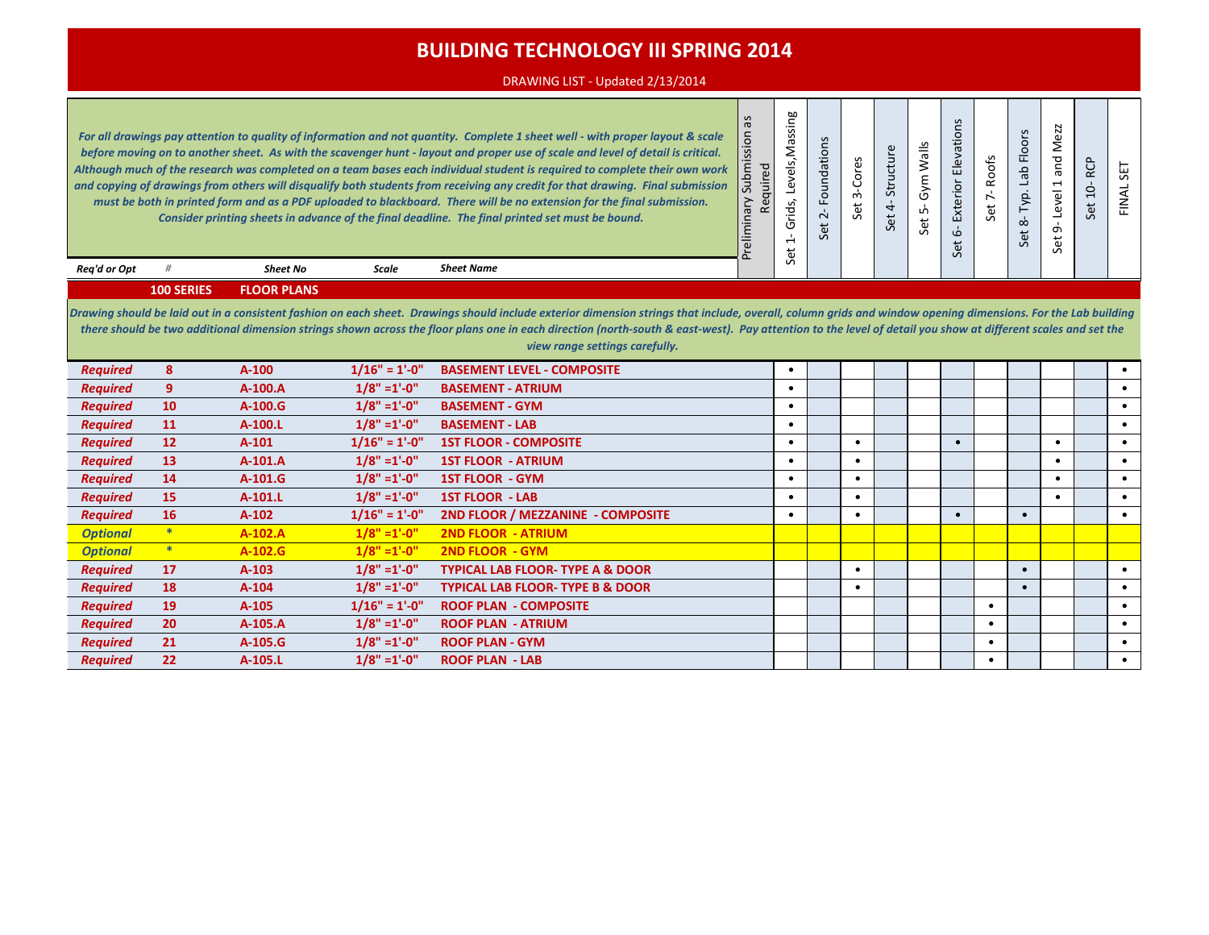# BUILDING TECHNOLOGY III SPRING 2014

DRAWING LIST - Updated 2/13/2014

*For all drawings pay attention to quality of information and not quantity. Complete 1 sheet well - with proper layout & scale before moving on to another sheet. As with the scavenger hunt - layout and proper use of scale and level of detail is critical. Although much of the research was completed on a team bases each individual student is required to complete their own work and copying of drawings from others will disqualify both students from receiving any credit for that drawing. Final submission must be both in printed form and as a PDF uploaded to blackboard. There will be no extension for the final submission. Consider printing sheets in advance of the final deadline. The final printed set must be bound.*

| Req'd or Opt | # | Sheet No | Scale | Sheet Name | Preliminary Submission as Required | Set 1- Grids, Levels,Massing | Set 2- Foundations | Set 3-Cores | Set 4- Structure | Set 5- Gym Walls | Set 6- Exterior Elevations | Set 7- Roofs | Set 8- Typ. Lab Floors | Set 9- Level 1 and Mezz | Set 10- RCP | FINAL SET |
|---|---|---|---|---|---|---|---|---|---|---|---|---|---|---|---|---|
| **100 SERIES** | | **FLOOR PLANS** | | | | | | | | | | | | | | |
| *Drawing should be laid out in a consistent fashion on each sheet. Drawings should include exterior dimension strings that include, overall, column grids and window opening dimensions. For the Lab building there should be two additional dimension strings shown across the floor plans one in each direction (north-south & east-west). Pay attention to the level of detail you show at different scales and set the view range settings carefully.* | | | | | | | | | | | | | | | | |
| *Required* | 8 | A-100 | 1/16" = 1'-0" | BASEMENT LEVEL - COMPOSITE | | • | | | | | | | | | | • |
| *Required* | 9 | A-100.A | 1/8" =1'-0" | BASEMENT - ATRIUM | | • | | | | | | | | | | • |
| *Required* | 10 | A-100.G | 1/8" =1'-0" | BASEMENT - GYM | | • | | | | | | | | | | • |
| *Required* | 11 | A-100.L | 1/8" =1'-0" | BASEMENT - LAB | | • | | | | | | | | | | • |
| *Required* | 12 | A-101 | 1/16" = 1'-0" | 1ST FLOOR - COMPOSITE | | • | | • | | | • | | | • | | • |
| *Required* | 13 | A-101.A | 1/8" =1'-0" | 1ST FLOOR - ATRIUM | | • | | • | | | | | | • | | • |
| *Required* | 14 | A-101.G | 1/8" =1'-0" | 1ST FLOOR - GYM | | • | | • | | | | | | • | | • |
| *Required* | 15 | A-101.L | 1/8" =1'-0" | 1ST FLOOR - LAB | | • | | • | | | | | | • | | • |
| *Required* | 16 | A-102 | 1/16" = 1'-0" | 2ND FLOOR / MEZZANINE - COMPOSITE | | • | | • | | | • | | • | | | • |
| *Optional* | * | A-102.A | 1/8" =1'-0" | 2ND FLOOR - ATRIUM | | | | | | | | | | | | |
| *Optional* | * | A-102.G | 1/8" =1'-0" | 2ND FLOOR - GYM | | | | | | | | | | | | |
| *Required* | 17 | A-103 | 1/8" =1'-0" | TYPICAL LAB FLOOR- TYPE A & DOOR | | | | • | | | | | • | | | • |
| *Required* | 18 | A-104 | 1/8" =1'-0" | TYPICAL LAB FLOOR- TYPE B & DOOR | | | | • | | | | | • | | | • |
| *Required* | 19 | A-105 | 1/16" = 1'-0" | ROOF PLAN - COMPOSITE | | | | | | | | • | | | | • |
| *Required* | 20 | A-105.A | 1/8" =1'-0" | ROOF PLAN - ATRIUM | | | | | | | | • | | | | • |
| *Required* | 21 | A-105.G | 1/8" =1'-0" | ROOF PLAN - GYM | | | | | | | | • | | | | • |
| *Required* | 22 | A-105.L | 1/8" =1'-0" | ROOF PLAN - LAB | | | | | | | | • | | | | • |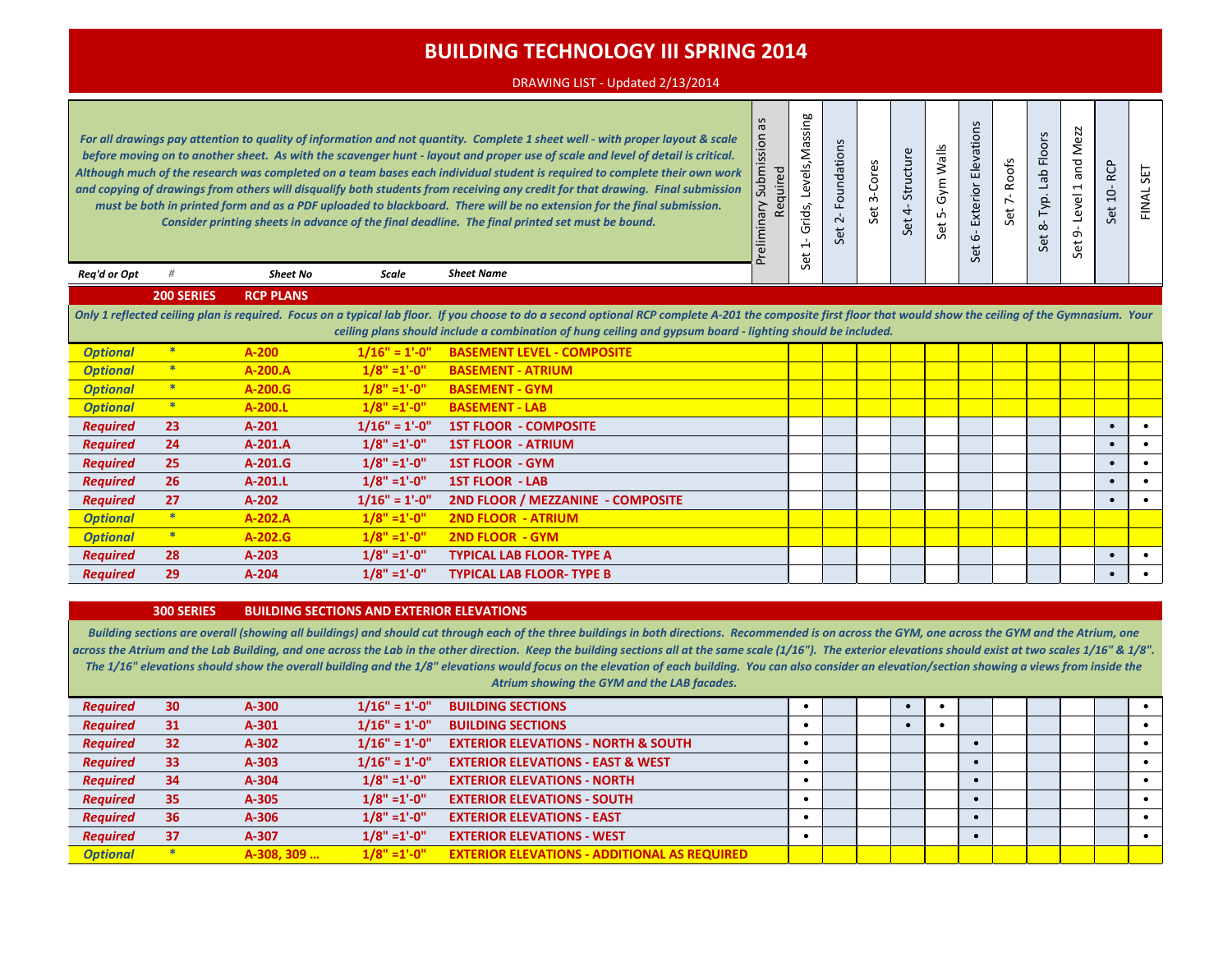# BUILDING TECHNOLOGY III SPRING 2014

DRAWING LIST - Updated 2/13/2014

*For all drawings pay attention to quality of information and not quantity. Complete 1 sheet well - with proper layout & scale before moving on to another sheet. As with the scavenger hunt - layout and proper use of scale and level of detail is critical. Although much of the research was completed on a team bases each individual student is required to complete their own work and copying of drawings from others will disqualify both students from receiving any credit for that drawing. Final submission must be both in printed form and as a PDF uploaded to blackboard. There will be no extension for the final submission. Consider printing sheets in advance of the final deadline. The final printed set must be bound.*

| Req'd or Opt | # | Sheet No | Scale | Sheet Name | Preliminary Submission as Required | Set 1- Grids, Levels, Massing | Set 2- Foundations | Set 3-Cores | Set 4- Structure | Set 5- Gym Walls | Set 6- Exterior Elevations | Set 7- Roofs | Set 8- Typ. Lab Floors | Set 9- Level 1 and Mezz | Set 10- RCP | FINAL SET |
|---|---|---|---|---|---|---|---|---|---|---|---|---|---|---|---|---|
| | **200 SERIES** | **RCP PLANS** | | | | | | | | | | | | | | |
| *Only 1 reflected ceiling plan is required. Focus on a typical lab floor. If you choose to do a second optional RCP complete A-201 the composite first floor that would show the ceiling of the Gymnasium. Your ceiling plans should include a combination of hung ceiling and gypsum board - lighting should be included.* | | | | | | | | | | | | | | | | |
| *Optional* | * | A-200 | 1/16" = 1'-0" | BASEMENT LEVEL - COMPOSITE | | | | | | | | | | | | |
| *Optional* | * | A-200.A | 1/8" =1'-0" | BASEMENT - ATRIUM | | | | | | | | | | | | |
| *Optional* | * | A-200.G | 1/8" =1'-0" | BASEMENT - GYM | | | | | | | | | | | | |
| *Optional* | * | A-200.L | 1/8" =1'-0" | BASEMENT - LAB | | | | | | | | | | | | |
| *Required* | 23 | A-201 | 1/16" = 1'-0" | 1ST FLOOR - COMPOSITE | | | | | | | | | | | • | • |
| *Required* | 24 | A-201.A | 1/8" =1'-0" | 1ST FLOOR - ATRIUM | | | | | | | | | | | • | • |
| *Required* | 25 | A-201.G | 1/8" =1'-0" | 1ST FLOOR - GYM | | | | | | | | | | | • | • |
| *Required* | 26 | A-201.L | 1/8" =1'-0" | 1ST FLOOR - LAB | | | | | | | | | | | • | • |
| *Required* | 27 | A-202 | 1/16" = 1'-0" | 2ND FLOOR / MEZZANINE - COMPOSITE | | | | | | | | | | | • | • |
| *Optional* | * | A-202.A | 1/8" =1'-0" | 2ND FLOOR - ATRIUM | | | | | | | | | | | | |
| *Optional* | * | A-202.G | 1/8" =1'-0" | 2ND FLOOR - GYM | | | | | | | | | | | | |
| *Required* | 28 | A-203 | 1/8" =1'-0" | TYPICAL LAB FLOOR- TYPE A | | | | | | | | | | | • | • |
| *Required* | 29 | A-204 | 1/8" =1'-0" | TYPICAL LAB FLOOR- TYPE B | | | | | | | | | | | • | • |
| | **300 SERIES** | **BUILDING SECTIONS AND EXTERIOR ELEVATIONS** | | | | | | | | | | | | | | |
| *Building sections are overall (showing all buildings) and should cut through each of the three buildings in both directions. Recommended is on across the GYM, one across the GYM and the Atrium, one across the Atrium and the Lab Building, and one across the Lab in the other direction. Keep the building sections all at the same scale (1/16"). The exterior elevations should exist at two scales 1/16" & 1/8". The 1/16" elevations should show the overall building and the 1/8" elevations would focus on the elevation of each building. You can also consider an elevation/section showing a views from inside the Atrium showing the GYM and the LAB facades.* | | | | | | | | | | | | | | | | |
| *Required* | 30 | A-300 | 1/16" = 1'-0" | BUILDING SECTIONS | | • | | | • | • | | | | | | • |
| *Required* | 31 | A-301 | 1/16" = 1'-0" | BUILDING SECTIONS | | • | | | • | • | | | | | | • |
| *Required* | 32 | A-302 | 1/16" = 1'-0" | EXTERIOR ELEVATIONS - NORTH & SOUTH | | • | | | | | • | | | | | • |
| *Required* | 33 | A-303 | 1/16" = 1'-0" | EXTERIOR ELEVATIONS - EAST & WEST | | • | | | | | • | | | | | • |
| *Required* | 34 | A-304 | 1/8" =1'-0" | EXTERIOR ELEVATIONS - NORTH | | • | | | | | • | | | | | • |
| *Required* | 35 | A-305 | 1/8" =1'-0" | EXTERIOR ELEVATIONS - SOUTH | | • | | | | | • | | | | | • |
| *Required* | 36 | A-306 | 1/8" =1'-0" | EXTERIOR ELEVATIONS - EAST | | • | | | | | • | | | | | • |
| *Required* | 37 | A-307 | 1/8" =1'-0" | EXTERIOR ELEVATIONS - WEST | | • | | | | | • | | | | | • |
| *Optional* | * | A-308, 309 … | 1/8" =1'-0" | EXTERIOR ELEVATIONS - ADDITIONAL AS REQUIRED | | | | | | | | | | | | |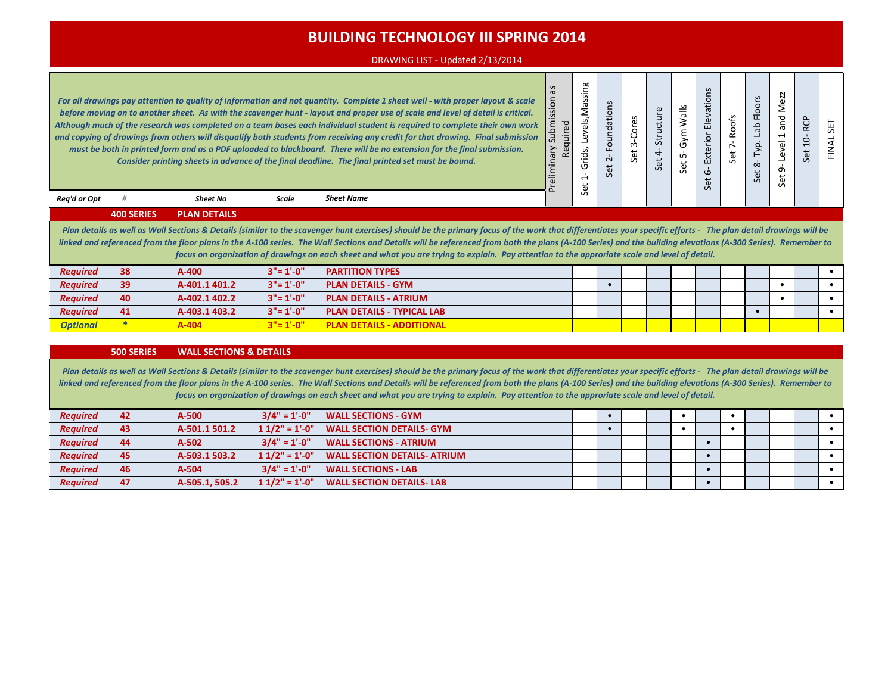# BUILDING TECHNOLOGY III SPRING 2014

DRAWING LIST - Updated 2/13/2014

*For all drawings pay attention to quality of information and not quantity. Complete 1 sheet well - with proper layout & scale before moving on to another sheet. As with the scavenger hunt - layout and proper use of scale and level of detail is critical. Although much of the research was completed on a team bases each individual student is required to complete their own work and copying of drawings from others will disqualify both students from receiving any credit for that drawing. Final submission must be both in printed form and as a PDF uploaded to blackboard. There will be no extension for the final submission. Consider printing sheets in advance of the final deadline. The final printed set must be bound.*

| Req'd or Opt | # | Sheet No | Scale | Sheet Name | Preliminary Submission as Required | Set 1- Grids, Levels,Massing | Set 2- Foundations | Set 3-Cores | Set 4- Structure | Set 5- Gym Walls | Set 6- Exterior Elevations | Set 7- Roofs | Set 8- Typ. Lab Floors | Set 9- Level 1 and Mezz | Set 10- RCP | FINAL SET |
|---|---|---|---|---|---|---|---|---|---|---|---|---|---|---|---|---|
| | **400 SERIES** | **PLAN DETAILS** | | | | | | | | | | | | | | |
| *Plan details as well as Wall Sections & Details (similar to the scavenger hunt exercises) should be the primary focus of the work that differentiates your specific efforts - The plan detail drawings will be linked and referenced from the floor plans in the A-100 series. The Wall Sections and Details will be referenced from both the plans (A-100 Series) and the building elevations (A-300 Series). Remember to focus on organization of drawings on each sheet and what you are trying to explain. Pay attention to the approriate scale and level of detail.* | | | | | | | | | | | | | | | | |
| *Required* | 38 | A-400 | 3"= 1'-0" | PARTITION TYPES | | | | | | | | | | | | • |
| *Required* | 39 | A-401.1 401.2 | 3"= 1'-0" | PLAN DETAILS - GYM | | | • | | | | | | | • | | • |
| *Required* | 40 | A-402.1 402.2 | 3"= 1'-0" | PLAN DETAILS - ATRIUM | | | | | | | | | | • | | • |
| *Required* | 41 | A-403.1 403.2 | 3"= 1'-0" | PLAN DETAILS - TYPICAL LAB | | | | | | | | | • | | | • |
| *Optional* | * | A-404 | 3"= 1'-0" | PLAN DETAILS - ADDITIONAL | | | | | | | | | | | | |
| | **500 SERIES** | **WALL SECTIONS & DETAILS** | | | | | | | | | | | | | | |
| *Plan details as well as Wall Sections & Details (similar to the scavenger hunt exercises) should be the primary focus of the work that differentiates your specific efforts - The plan detail drawings will be linked and referenced from the floor plans in the A-100 series. The Wall Sections and Details will be referenced from both the plans (A-100 Series) and the building elevations (A-300 Series). Remember to focus on organization of drawings on each sheet and what you are trying to explain. Pay attention to the approriate scale and level of detail.* | | | | | | | | | | | | | | | | |
| *Required* | 42 | A-500 | 3/4" = 1'-0" | WALL SECTIONS - GYM | | | • | | | • | | • | | | | • |
| *Required* | 43 | A-501.1 501.2 | 1 1/2" = 1'-0" | WALL SECTION DETAILS- GYM | | | • | | | • | | • | | | | • |
| *Required* | 44 | A-502 | 3/4" = 1'-0" | WALL SECTIONS - ATRIUM | | | | | | | • | | | | | • |
| *Required* | 45 | A-503.1 503.2 | 1 1/2" = 1'-0" | WALL SECTION DETAILS- ATRIUM | | | | | | | • | | | | | • |
| *Required* | 46 | A-504 | 3/4" = 1'-0" | WALL SECTIONS - LAB | | | | | | | • | | | | | • |
| *Required* | 47 | A-505.1, 505.2 | 1 1/2" = 1'-0" | WALL SECTION DETAILS- LAB | | | | | | | • | | | | | • |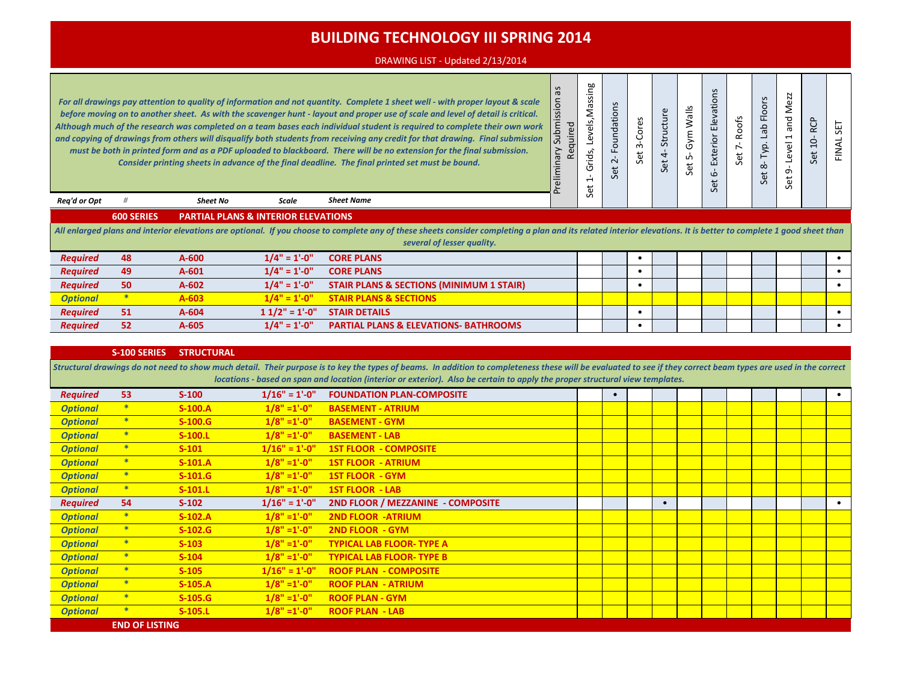# BUILDING TECHNOLOGY III SPRING 2014

DRAWING LIST - Updated 2/13/2014

*For all drawings pay attention to quality of information and not quantity. Complete 1 sheet well - with proper layout & scale before moving on to another sheet. As with the scavenger hunt - layout and proper use of scale and level of detail is critical. Although much of the research was completed on a team bases each individual student is required to complete their own work and copying of drawings from others will disqualify both students from receiving any credit for that drawing. Final submission must be both in printed form and as a PDF uploaded to blackboard. There will be no extension for the final submission. Consider printing sheets in advance of the final deadline. The final printed set must be bound.*

| Req'd or Opt | # | Sheet No | Scale | Sheet Name | Preliminary Submission as Required | Set 1- Grids, Levels, Massing | Set 2- Foundations | Set 3-Cores | Set 4- Structure | Set 5- Gym Walls | Set 6- Exterior Elevations | Set 7- Roofs | Set 8- Typ. Lab Floors | Set 9- Level 1 and Mezz | Set 10- RCP | FINAL SET |
|---|---|---|---|---|---|---|---|---|---|---|---|---|---|---|---|---|
| | **600 SERIES** | **PARTIAL PLANS & INTERIOR ELEVATIONS** | | | | | | | | | | | | | | |
| *All enlarged plans and interior elevations are optional. If you choose to complete any of these sheets consider completing a plan and its related interior elevations. It is better to complete 1 good sheet than several of lesser quality.* | | | | | | | | | | | | | | | | |
| *Required* | 48 | A-600 | 1/4" = 1'-0" | CORE PLANS | | | | • | | | | | | | | • |
| *Required* | 49 | A-601 | 1/4" = 1'-0" | CORE PLANS | | | | • | | | | | | | | • |
| *Required* | 50 | A-602 | 1/4" = 1'-0" | STAIR PLANS & SECTIONS (MINIMUM 1 STAIR) | | | | • | | | | | | | | • |
| *Optional* | * | A-603 | 1/4" = 1'-0" | STAIR PLANS & SECTIONS | | | | | | | | | | | | |
| *Required* | 51 | A-604 | 1 1/2" = 1'-0" | STAIR DETAILS | | | | • | | | | | | | | • |
| *Required* | 52 | A-605 | 1/4" = 1'-0" | PARTIAL PLANS & ELEVATIONS- BATHROOMS | | | | • | | | | | | | | • |
| | **S-100 SERIES** | **STRUCTURAL** | | | | | | | | | | | | | | |
| *Structural drawings do not need to show much detail. Their purpose is to key the types of beams. In addition to completeness these will be evaluated to see if they correct beam types are used in the correct locations - based on span and location (interior or exterior). Also be certain to apply the proper structural view templates.* | | | | | | | | | | | | | | | | |
| *Required* | 53 | S-100 | 1/16" = 1'-0" | FOUNDATION PLAN-COMPOSITE | | | • | | | | | | | | | • |
| *Optional* | * | S-100.A | 1/8" =1'-0" | BASEMENT - ATRIUM | | | | | | | | | | | | |
| *Optional* | * | S-100.G | 1/8" =1'-0" | BASEMENT - GYM | | | | | | | | | | | | |
| *Optional* | * | S-100.L | 1/8" =1'-0" | BASEMENT - LAB | | | | | | | | | | | | |
| *Optional* | * | S-101 | 1/16" = 1'-0" | 1ST FLOOR - COMPOSITE | | | | | | | | | | | | |
| *Optional* | * | S-101.A | 1/8" =1'-0" | 1ST FLOOR - ATRIUM | | | | | | | | | | | | |
| *Optional* | * | S-101.G | 1/8" =1'-0" | 1ST FLOOR - GYM | | | | | | | | | | | | |
| *Optional* | * | S-101.L | 1/8" =1'-0" | 1ST FLOOR - LAB | | | | | | | | | | | | |
| *Required* | 54 | S-102 | 1/16" = 1'-0" | 2ND FLOOR / MEZZANINE - COMPOSITE | | | | | • | | | | | | | • |
| *Optional* | * | S-102.A | 1/8" =1'-0" | 2ND FLOOR -ATRIUM | | | | | | | | | | | | |
| *Optional* | * | S-102.G | 1/8" =1'-0" | 2ND FLOOR - GYM | | | | | | | | | | | | |
| *Optional* | * | S-103 | 1/8" =1'-0" | TYPICAL LAB FLOOR- TYPE A | | | | | | | | | | | | |
| *Optional* | * | S-104 | 1/8" =1'-0" | TYPICAL LAB FLOOR- TYPE B | | | | | | | | | | | | |
| *Optional* | * | S-105 | 1/16" = 1'-0" | ROOF PLAN - COMPOSITE | | | | | | | | | | | | |
| *Optional* | * | S-105.A | 1/8" =1'-0" | ROOF PLAN - ATRIUM | | | | | | | | | | | | |
| *Optional* | * | S-105.G | 1/8" =1'-0" | ROOF PLAN - GYM | | | | | | | | | | | | |
| *Optional* | * | S-105.L | 1/8" =1'-0" | ROOF PLAN - LAB | | | | | | | | | | | | |
| | **END OF LISTING** | | | | | | | | | | | | | | | |